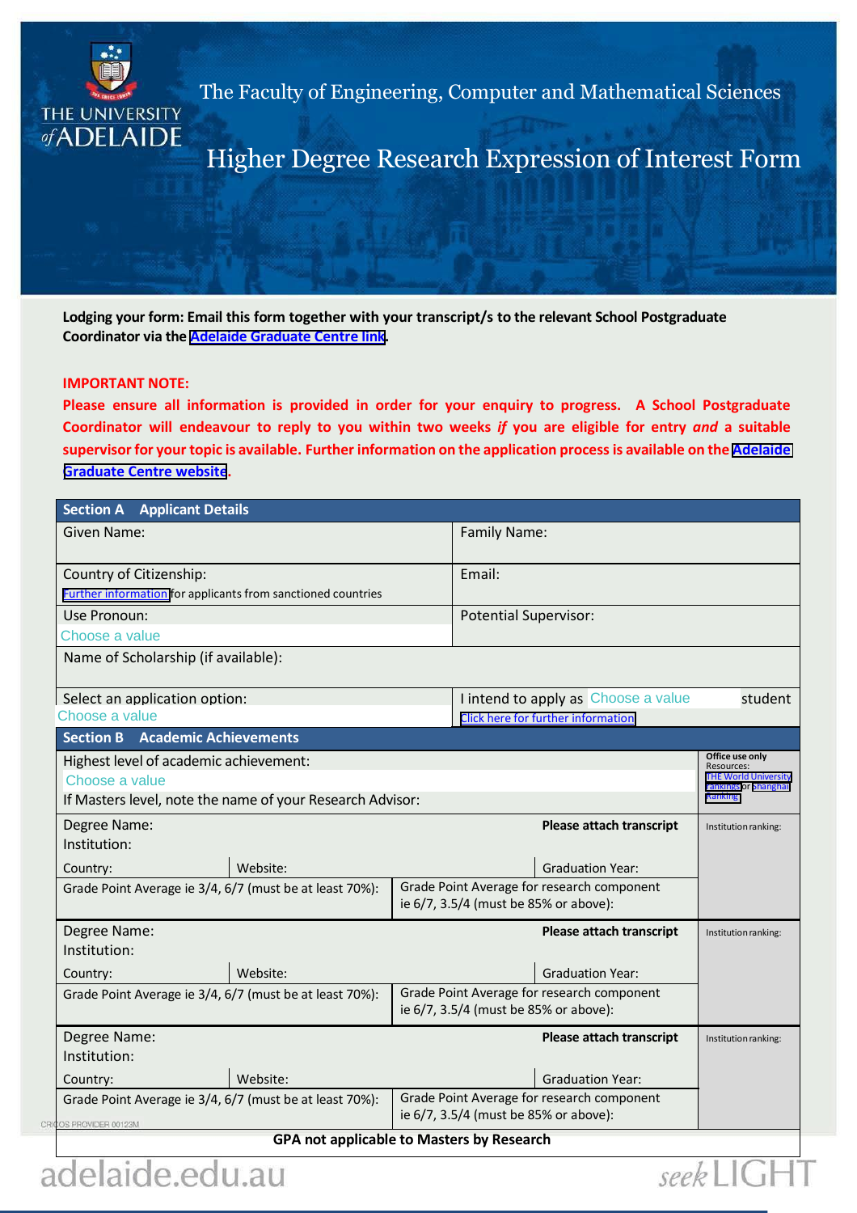The Faculty of Engineering, Computer and Mathematical Sciences

# Higher Degree Research Expression of Interest Form

**Lodging your form: Email this form together with your transcript/s to the relevant School Postgraduate Coordinator via the Adelaide Graduate Centre link.**

**IMPORTANT NOTE:**

**Please ensure all information is provided in order for your enquiry to progress. A School Postgraduate Coordinator will endeavour to reply to you within two weeks *if* you are eligible for entry *and* a suitable supervisor for your topic is available. Further information on the application process is available on the Adelaide Graduate Centre website.**

| **Section A Applicant Details** | |
|---|---|
| Given Name: | Family Name: |
| Country of Citizenship: <br> Further information for applicants from sanctioned countries | Email: |
| Use Pronoun: <br> Choose a value | Potential Supervisor: |
| Name of Scholarship (if available): | |
| Select an application option: <br> Choose a value | I intend to apply as Choose a value student <br> Click here for further information |

| **Section B Academic Achievements** | | | | Office use only <br> Resources: THE World University rankings or Shanghai Ranking |
|---|---|---|---|---|
| Highest level of academic achievement: <br> Choose a value <br> If Masters level, note the name of your Research Advisor: | | | | |
| Degree Name: <br> Institution: | | | **Please attach transcript** | Institution ranking: |
| Country: | Website: | | Graduation Year: | |
| Grade Point Average ie 3/4, 6/7 (must be at least 70%): | | Grade Point Average for research component ie 6/7, 3.5/4 (must be 85% or above): | | |
| Degree Name: <br> Institution: | | | **Please attach transcript** | Institution ranking: |
| Country: | Website: | | Graduation Year: | |
| Grade Point Average ie 3/4, 6/7 (must be at least 70%): | | Grade Point Average for research component ie 6/7, 3.5/4 (must be 85% or above): | | |
| Degree Name: <br> Institution: | | | **Please attach transcript** | Institution ranking: |
| Country: | Website: | | Graduation Year: | |
| Grade Point Average ie 3/4, 6/7 (must be at least 70%): | | Grade Point Average for research component ie 6/7, 3.5/4 (must be 85% or above): | | |
| **GPA not applicable to Masters by Research** | | | | |

CRICOS PROVIDER 00123M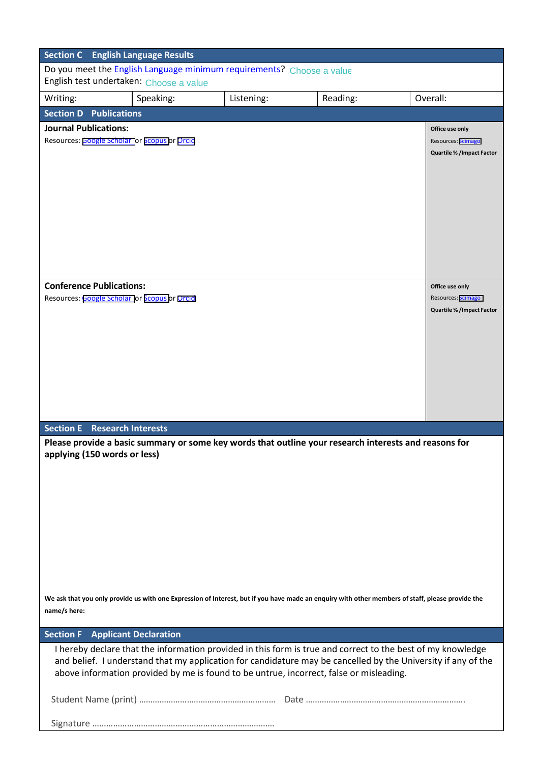## Section C English Language Results

Do you meet the English Language minimum requirements? Choose a value
English test undertaken: Choose a value

| | | | | |
|---|---|---|---|---|
| Writing: | Speaking: | Listening: | Reading: | Overall: |

## Section D Publications

| | |
|---|---|
| **Journal Publications:**<br>Resources: Google Scholar or Scopus or Orcid | **Office use only**<br>Resources: Scimago<br>**Quartile % /Impact Factor** |
| **Conference Publications:**<br>Resources: Google Scholar or Scopus or Orcid | **Office use only**<br>Resources: Scimago<br>**Quartile % /Impact Factor** |

## Section E Research Interests

**Please provide a basic summary or some key words that outline your research interests and reasons for applying (150 words or less)**

**We ask that you only provide us with one Expression of Interest, but if you have made an enquiry with other members of staff, please provide the name/s here:**

## Section F Applicant Declaration

I hereby declare that the information provided in this form is true and correct to the best of my knowledge and belief. I understand that my application for candidature may be cancelled by the University if any of the above information provided by me is found to be untrue, incorrect, false or misleading.

Student Name (print) …………………………………………………… Date ……………………………………………………………

Signature ……………………………………………………………………